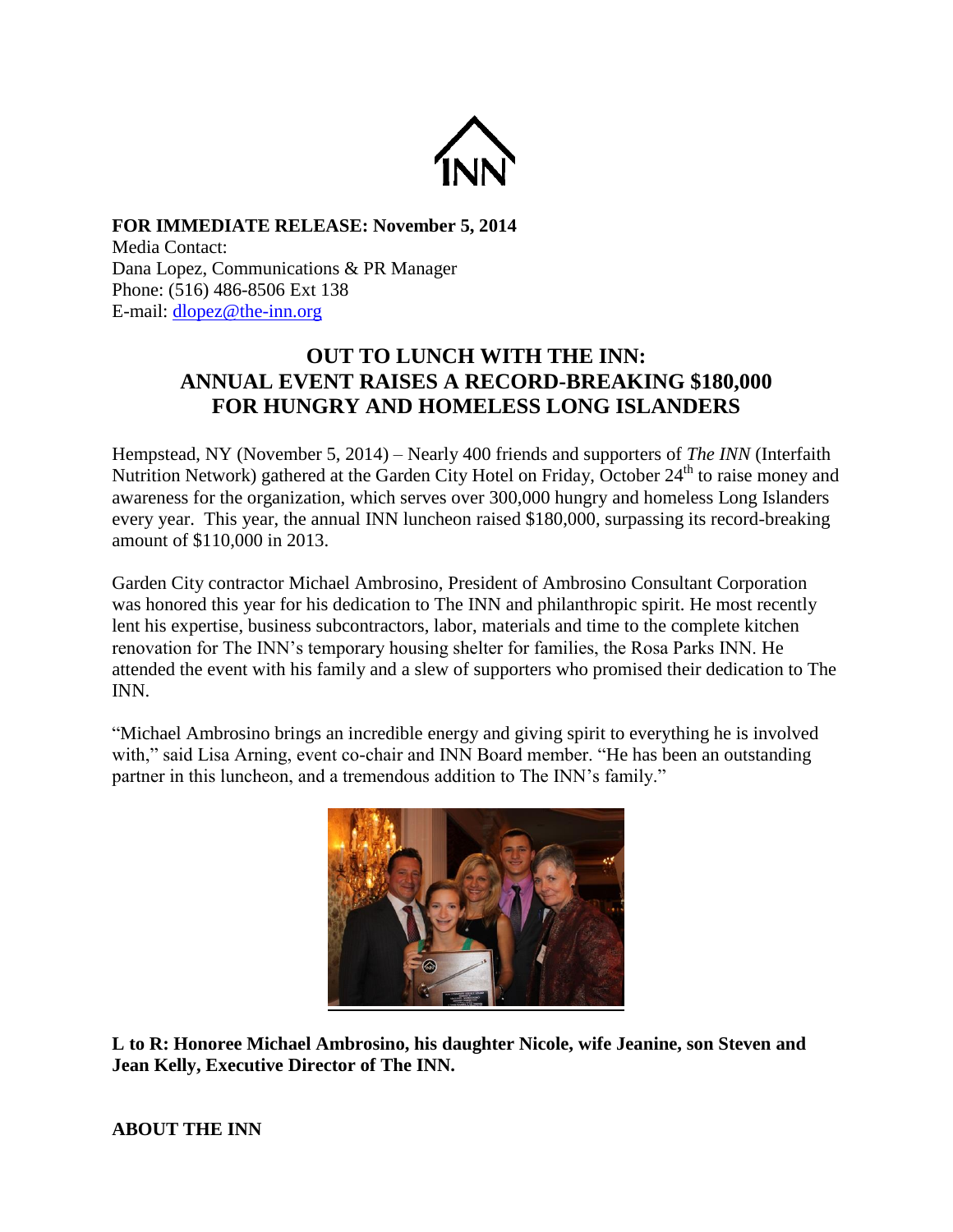INN

**FOR IMMEDIATE RELEASE: November 5, 2014**
Media Contact:
Dana Lopez, Communications & PR Manager
Phone: (516) 486-8506 Ext 138
E-mail: dlopez@the-inn.org

# OUT TO LUNCH WITH THE INN: ANNUAL EVENT RAISES A RECORD-BREAKING $180,000 FOR HUNGRY AND HOMELESS LONG ISLANDERS

Hempstead, NY (November 5, 2014) – Nearly 400 friends and supporters of *The INN* (Interfaith Nutrition Network) gathered at the Garden City Hotel on Friday, October 24th to raise money and awareness for the organization, which serves over 300,000 hungry and homeless Long Islanders every year. This year, the annual INN luncheon raised $180,000, surpassing its record-breaking amount of $110,000 in 2013.

Garden City contractor Michael Ambrosino, President of Ambrosino Consultant Corporation was honored this year for his dedication to The INN and philanthropic spirit. He most recently lent his expertise, business subcontractors, labor, materials and time to the complete kitchen renovation for The INN's temporary housing shelter for families, the Rosa Parks INN. He attended the event with his family and a slew of supporters who promised their dedication to The INN.

"Michael Ambrosino brings an incredible energy and giving spirit to everything he is involved with," said Lisa Arning, event co-chair and INN Board member. "He has been an outstanding partner in this luncheon, and a tremendous addition to The INN's family."

**L to R: Honoree Michael Ambrosino, his daughter Nicole, wife Jeanine, son Steven and Jean Kelly, Executive Director of The INN.**

**ABOUT THE INN**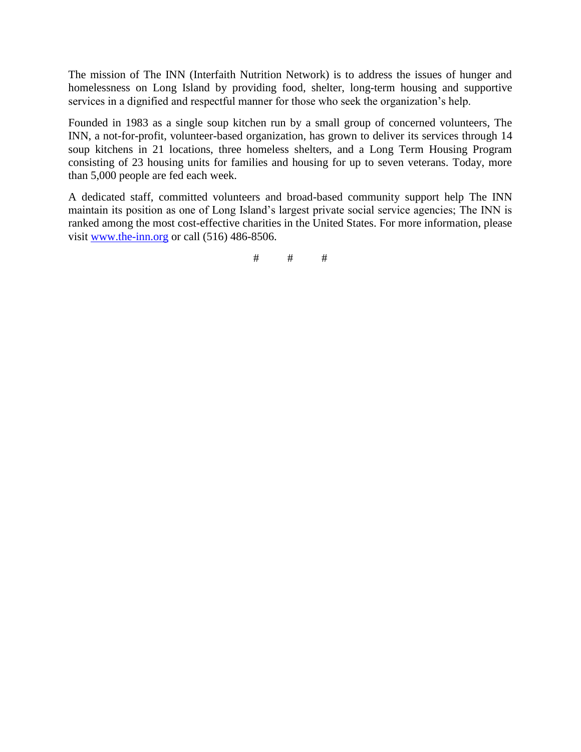The mission of The INN (Interfaith Nutrition Network) is to address the issues of hunger and homelessness on Long Island by providing food, shelter, long-term housing and supportive services in a dignified and respectful manner for those who seek the organization's help.

Founded in 1983 as a single soup kitchen run by a small group of concerned volunteers, The INN, a not-for-profit, volunteer-based organization, has grown to deliver its services through 14 soup kitchens in 21 locations, three homeless shelters, and a Long Term Housing Program consisting of 23 housing units for families and housing for up to seven veterans. Today, more than 5,000 people are fed each week.

A dedicated staff, committed volunteers and broad-based community support help The INN maintain its position as one of Long Island's largest private social service agencies; The INN is ranked among the most cost-effective charities in the United States. For more information, please visit [www.the-inn.org](http://www.the-inn.org) or call (516) 486-8506.

# # #